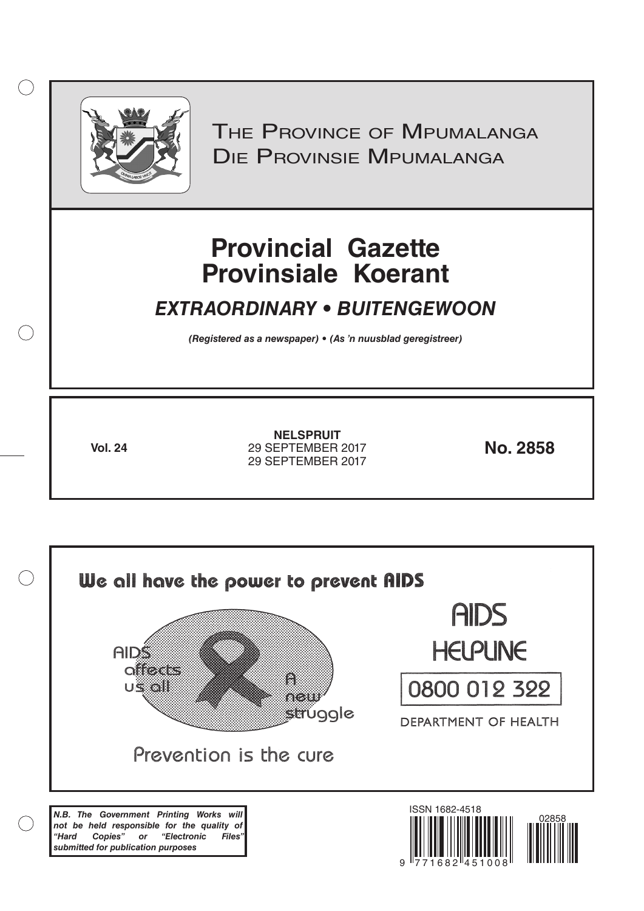# The Province of Mpumalanga
# Die Provinsie Mpumalanga

# Provincial Gazette
# Provinsiale Koerant

## *EXTRAORDINARY • BUITENGEWOON*

***(Registered as a newspaper) • (As 'n nuusblad geregistreer)***

**Vol. 24**

**NELSPRUIT**
29 SEPTEMBER 2017
29 SEPTEMBER 2017

**No. 2858**

We all have the power to prevent AIDS

AIDS affects us all

A new struggle

Prevention is the cure

AIDS HELPLINE

0800 012 322

DEPARTMENT OF HEALTH

***N.B. The Government Printing Works will not be held responsible for the quality of "Hard Copies" or "Electronic Files" submitted for publication purposes***

ISSN 1682-4518

02858

9 771682 451008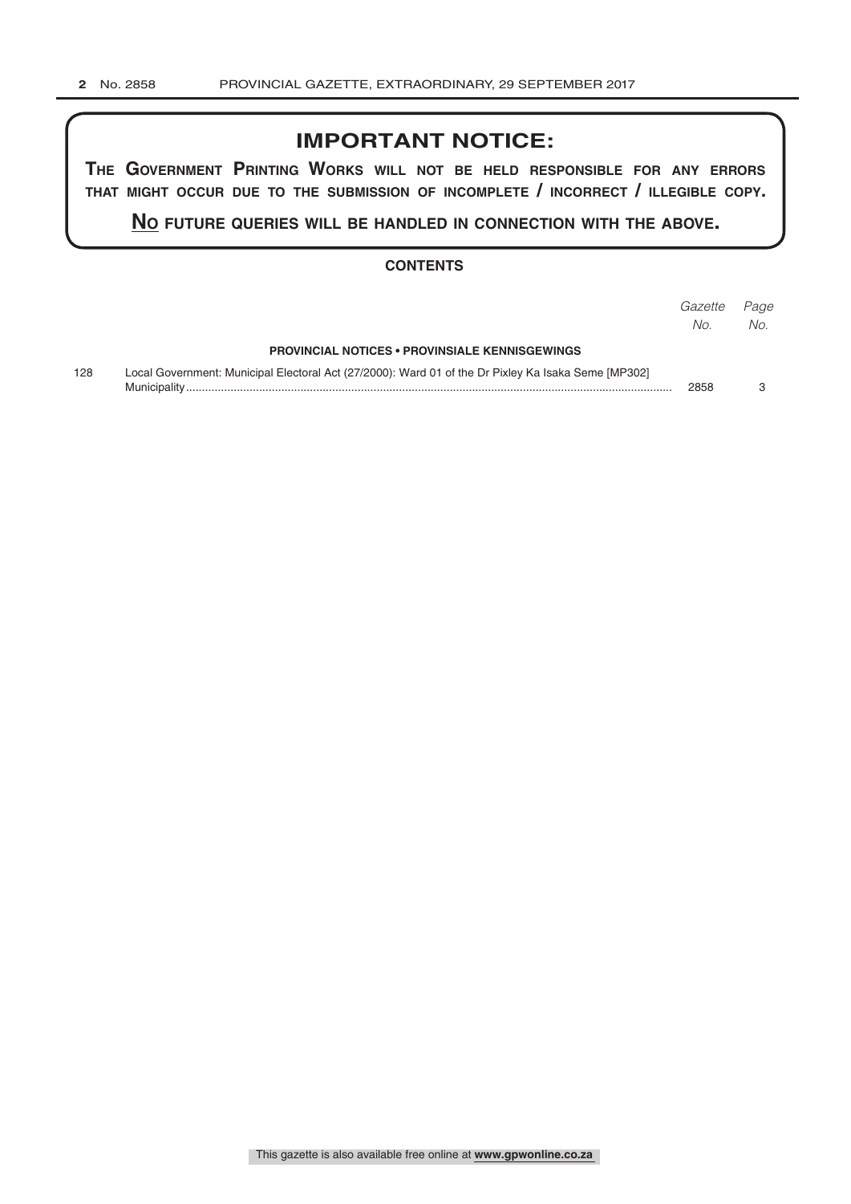# IMPORTANT NOTICE:

**THE GOVERNMENT PRINTING WORKS WILL NOT BE HELD RESPONSIBLE FOR ANY ERRORS THAT MIGHT OCCUR DUE TO THE SUBMISSION OF INCOMPLETE / INCORRECT / ILLEGIBLE COPY.**

**NO FUTURE QUERIES WILL BE HANDLED IN CONNECTION WITH THE ABOVE.**

## CONTENTS

| | | *Gazette No.* | *Page No.* |
|---|---|---|---|
| | **PROVINCIAL NOTICES • PROVINSIALE KENNISGEWINGS** | | |
| 128 | Local Government: Municipal Electoral Act (27/2000): Ward 01 of the Dr Pixley Ka Isaka Seme [MP302] Municipality | 2858 | 3 |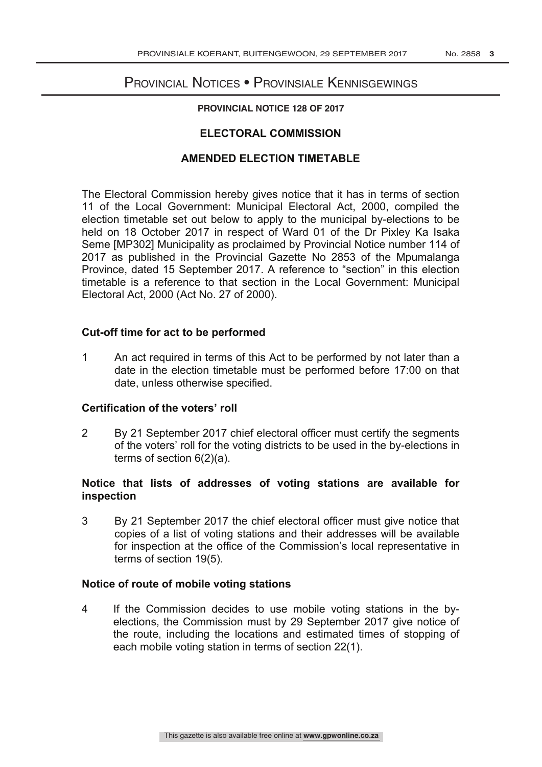# Provincial Notices • Provinsiale Kennisgewings

**PROVINCIAL NOTICE 128 OF 2017**

## ELECTORAL COMMISSION

## AMENDED ELECTION TIMETABLE

The Electoral Commission hereby gives notice that it has in terms of section 11 of the Local Government: Municipal Electoral Act, 2000, compiled the election timetable set out below to apply to the municipal by-elections to be held on 18 October 2017 in respect of Ward 01 of the Dr Pixley Ka Isaka Seme [MP302] Municipality as proclaimed by Provincial Notice number 114 of 2017 as published in the Provincial Gazette No 2853 of the Mpumalanga Province, dated 15 September 2017. A reference to "section" in this election timetable is a reference to that section in the Local Government: Municipal Electoral Act, 2000 (Act No. 27 of 2000).

### Cut-off time for act to be performed

1 An act required in terms of this Act to be performed by not later than a date in the election timetable must be performed before 17:00 on that date, unless otherwise specified.

### Certification of the voters' roll

2 By 21 September 2017 chief electoral officer must certify the segments of the voters' roll for the voting districts to be used in the by-elections in terms of section 6(2)(a).

### Notice that lists of addresses of voting stations are available for inspection

3 By 21 September 2017 the chief electoral officer must give notice that copies of a list of voting stations and their addresses will be available for inspection at the office of the Commission's local representative in terms of section 19(5).

### Notice of route of mobile voting stations

4 If the Commission decides to use mobile voting stations in the by-elections, the Commission must by 29 September 2017 give notice of the route, including the locations and estimated times of stopping of each mobile voting station in terms of section 22(1).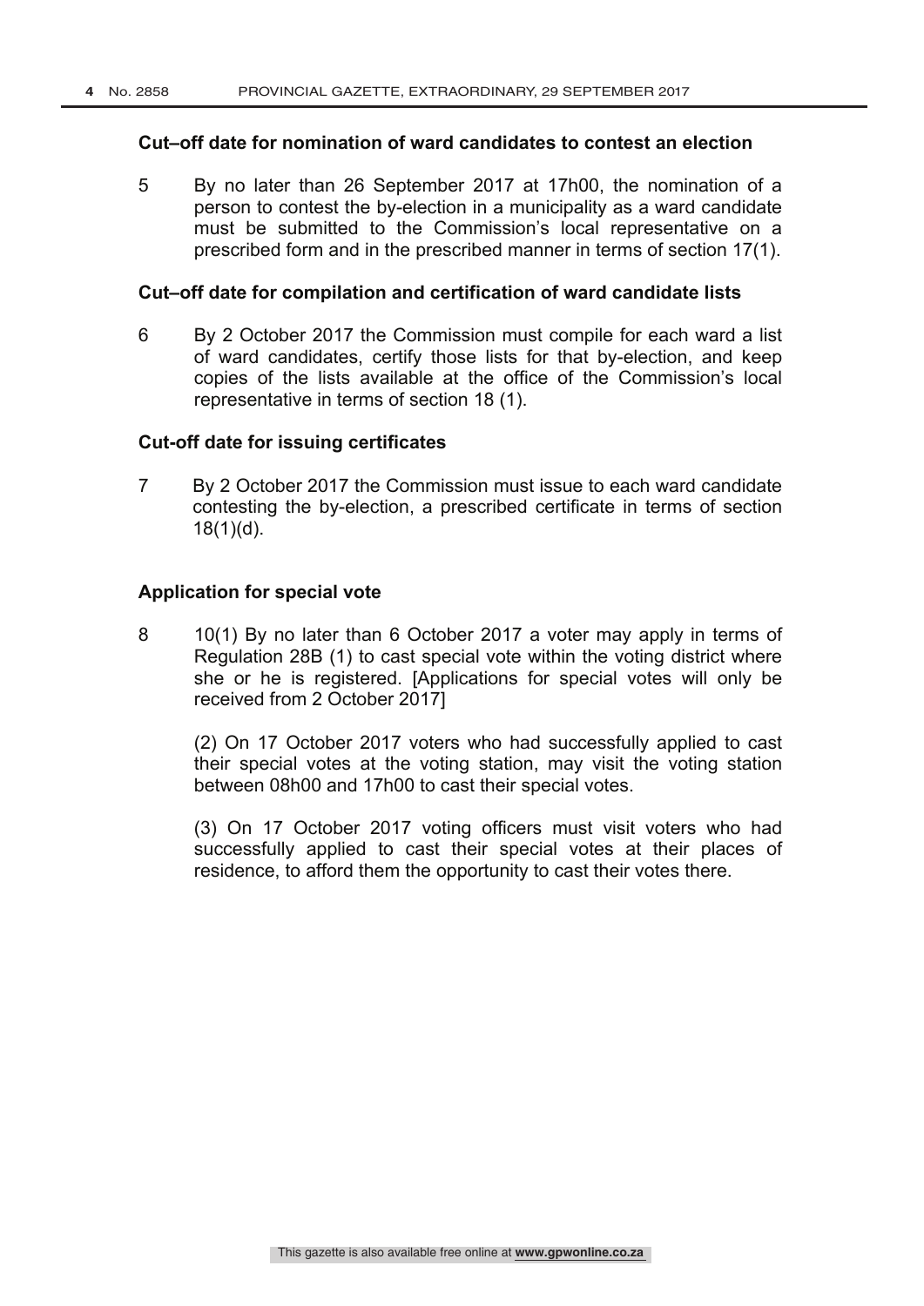### Cut–off date for nomination of ward candidates to contest an election

5 By no later than 26 September 2017 at 17h00, the nomination of a person to contest the by-election in a municipality as a ward candidate must be submitted to the Commission's local representative on a prescribed form and in the prescribed manner in terms of section 17(1).

### Cut–off date for compilation and certification of ward candidate lists

6 By 2 October 2017 the Commission must compile for each ward a list of ward candidates, certify those lists for that by-election, and keep copies of the lists available at the office of the Commission's local representative in terms of section 18 (1).

### Cut-off date for issuing certificates

7 By 2 October 2017 the Commission must issue to each ward candidate contesting the by-election, a prescribed certificate in terms of section 18(1)(d).

### Application for special vote

8 10(1) By no later than 6 October 2017 a voter may apply in terms of Regulation 28B (1) to cast special vote within the voting district where she or he is registered. [Applications for special votes will only be received from 2 October 2017]

(2) On 17 October 2017 voters who had successfully applied to cast their special votes at the voting station, may visit the voting station between 08h00 and 17h00 to cast their special votes.

(3) On 17 October 2017 voting officers must visit voters who had successfully applied to cast their special votes at their places of residence, to afford them the opportunity to cast their votes there.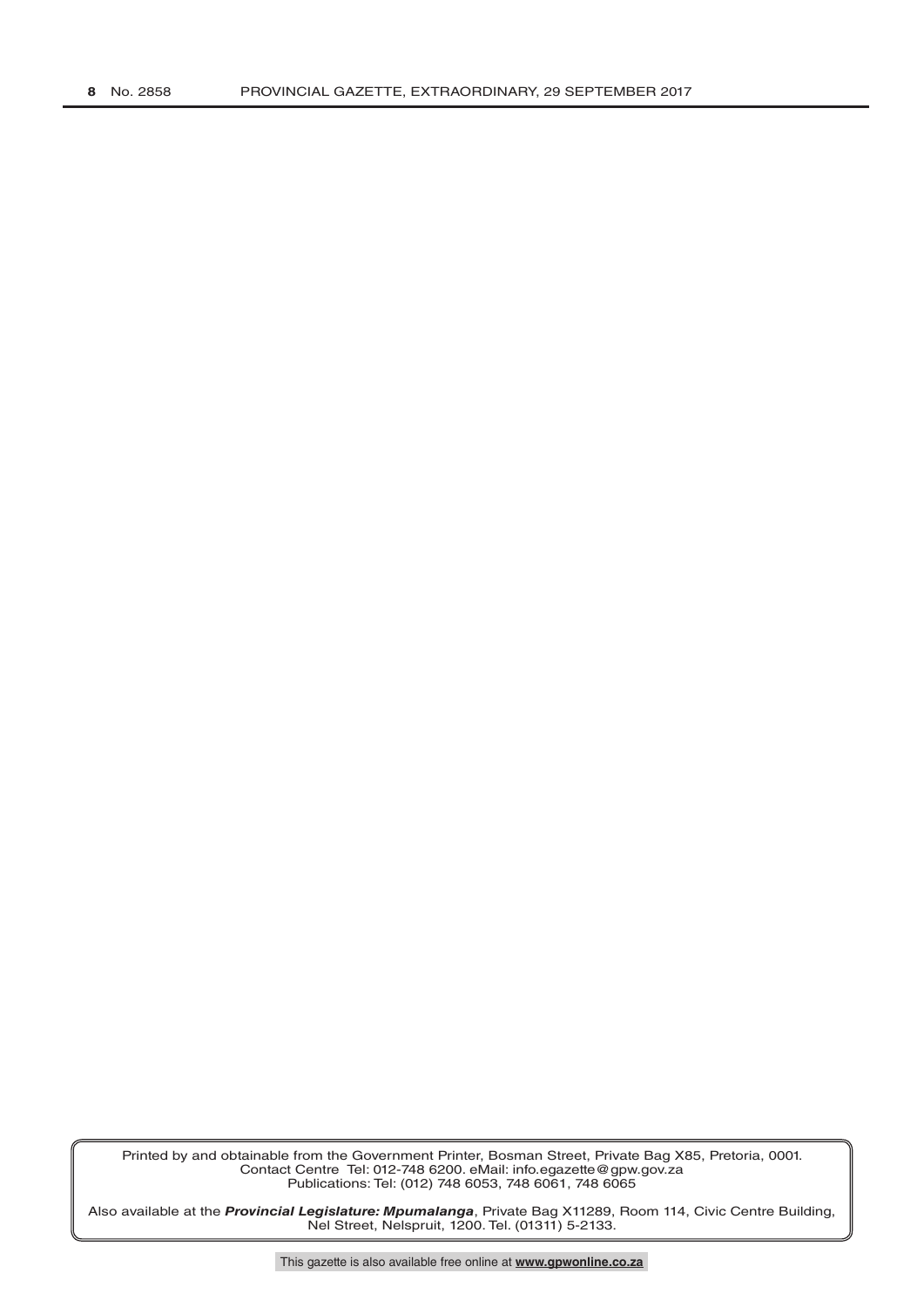Printed by and obtainable from the Government Printer, Bosman Street, Private Bag X85, Pretoria, 0001.
Contact Centre Tel: 012-748 6200. eMail: info.egazette@gpw.gov.za
Publications: Tel: (012) 748 6053, 748 6061, 748 6065

Also available at the ***Provincial Legislature: Mpumalanga***, Private Bag X11289, Room 114, Civic Centre Building, Nel Street, Nelspruit, 1200. Tel. (01311) 5-2133.

This gazette is also available free online at **www.gpwonline.co.za**